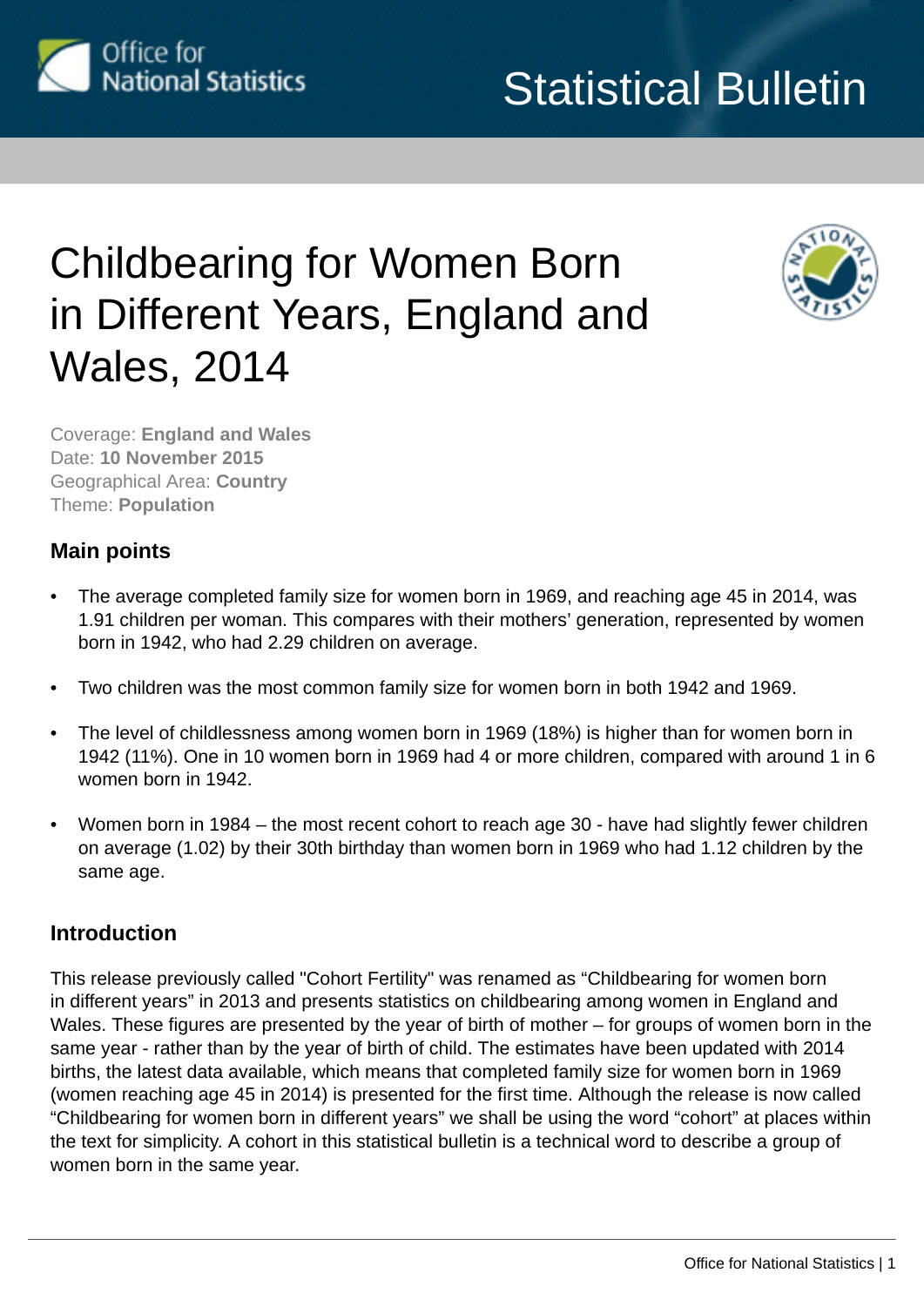Office for National Statistics

Statistical Bulletin

# Childbearing for Women Born in Different Years, England and Wales, 2014

Coverage: **England and Wales**
Date: **10 November 2015**
Geographical Area: **Country**
Theme: **Population**

## Main points

- The average completed family size for women born in 1969, and reaching age 45 in 2014, was 1.91 children per woman. This compares with their mothers' generation, represented by women born in 1942, who had 2.29 children on average.
- Two children was the most common family size for women born in both 1942 and 1969.
- The level of childlessness among women born in 1969 (18%) is higher than for women born in 1942 (11%). One in 10 women born in 1969 had 4 or more children, compared with around 1 in 6 women born in 1942.
- Women born in 1984 – the most recent cohort to reach age 30 - have had slightly fewer children on average (1.02) by their 30th birthday than women born in 1969 who had 1.12 children by the same age.

## Introduction

This release previously called "Cohort Fertility" was renamed as "Childbearing for women born in different years" in 2013 and presents statistics on childbearing among women in England and Wales. These figures are presented by the year of birth of mother – for groups of women born in the same year - rather than by the year of birth of child. The estimates have been updated with 2014 births, the latest data available, which means that completed family size for women born in 1969 (women reaching age 45 in 2014) is presented for the first time. Although the release is now called "Childbearing for women born in different years" we shall be using the word "cohort" at places within the text for simplicity. A cohort in this statistical bulletin is a technical word to describe a group of women born in the same year.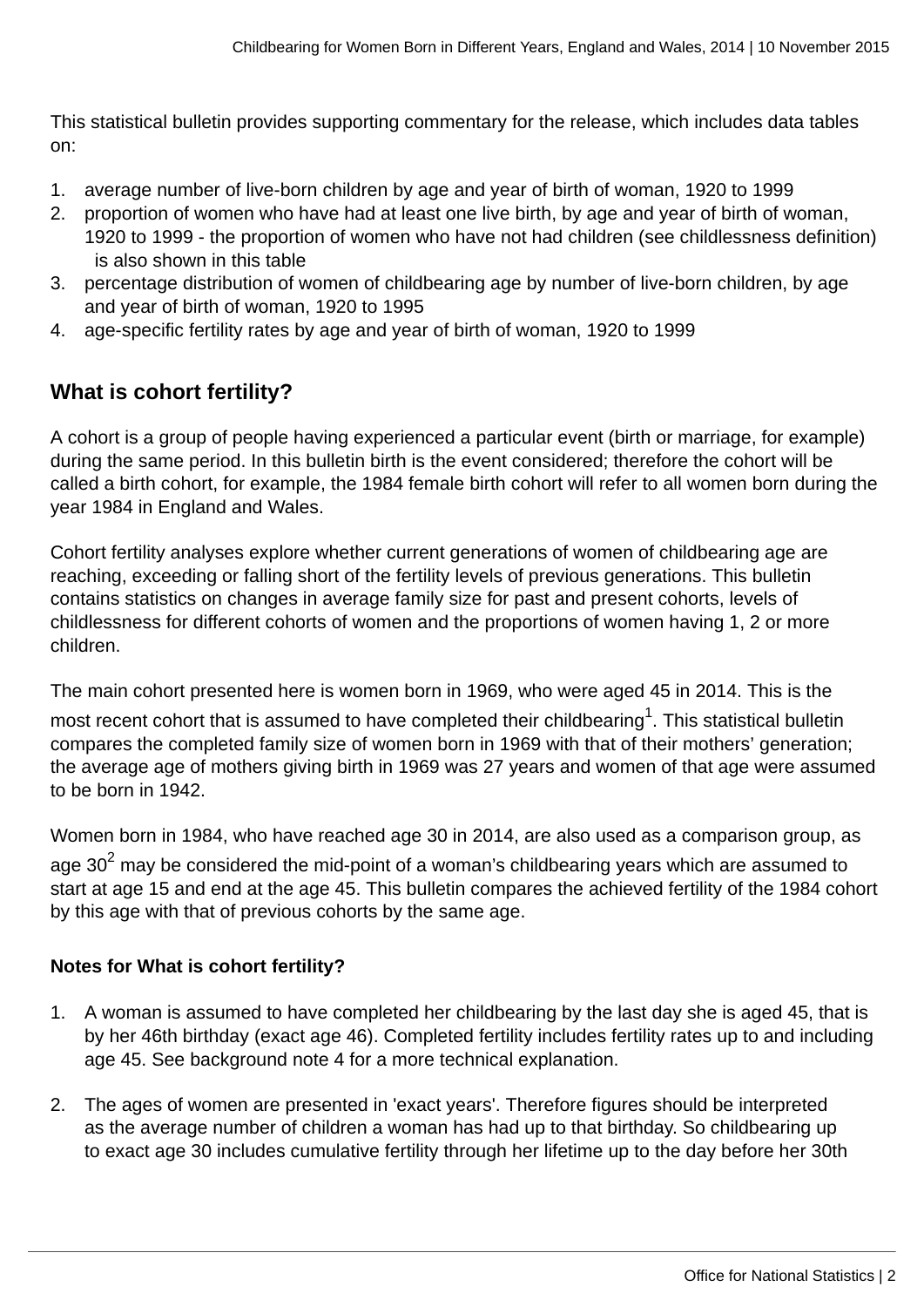This statistical bulletin provides supporting commentary for the release, which includes data tables on:

1. average number of live-born children by age and year of birth of woman, 1920 to 1999
2. proportion of women who have had at least one live birth, by age and year of birth of woman, 1920 to 1999 - the proportion of women who have not had children (see childlessness definition) is also shown in this table
3. percentage distribution of women of childbearing age by number of live-born children, by age and year of birth of woman, 1920 to 1995
4. age-specific fertility rates by age and year of birth of woman, 1920 to 1999

## What is cohort fertility?

A cohort is a group of people having experienced a particular event (birth or marriage, for example) during the same period. In this bulletin birth is the event considered; therefore the cohort will be called a birth cohort, for example, the 1984 female birth cohort will refer to all women born during the year 1984 in England and Wales.

Cohort fertility analyses explore whether current generations of women of childbearing age are reaching, exceeding or falling short of the fertility levels of previous generations. This bulletin contains statistics on changes in average family size for past and present cohorts, levels of childlessness for different cohorts of women and the proportions of women having 1, 2 or more children.

The main cohort presented here is women born in 1969, who were aged 45 in 2014. This is the most recent cohort that is assumed to have completed their childbearing[1]. This statistical bulletin compares the completed family size of women born in 1969 with that of their mothers' generation; the average age of mothers giving birth in 1969 was 27 years and women of that age were assumed to be born in 1942.

Women born in 1984, who have reached age 30 in 2014, are also used as a comparison group, as age 30[2] may be considered the mid-point of a woman's childbearing years which are assumed to start at age 15 and end at the age 45. This bulletin compares the achieved fertility of the 1984 cohort by this age with that of previous cohorts by the same age.

### Notes for What is cohort fertility?

1. A woman is assumed to have completed her childbearing by the last day she is aged 45, that is by her 46th birthday (exact age 46). Completed fertility includes fertility rates up to and including age 45. See background note 4 for a more technical explanation.

2. The ages of women are presented in 'exact years'. Therefore figures should be interpreted as the average number of children a woman has had up to that birthday. So childbearing up to exact age 30 includes cumulative fertility through her lifetime up to the day before her 30th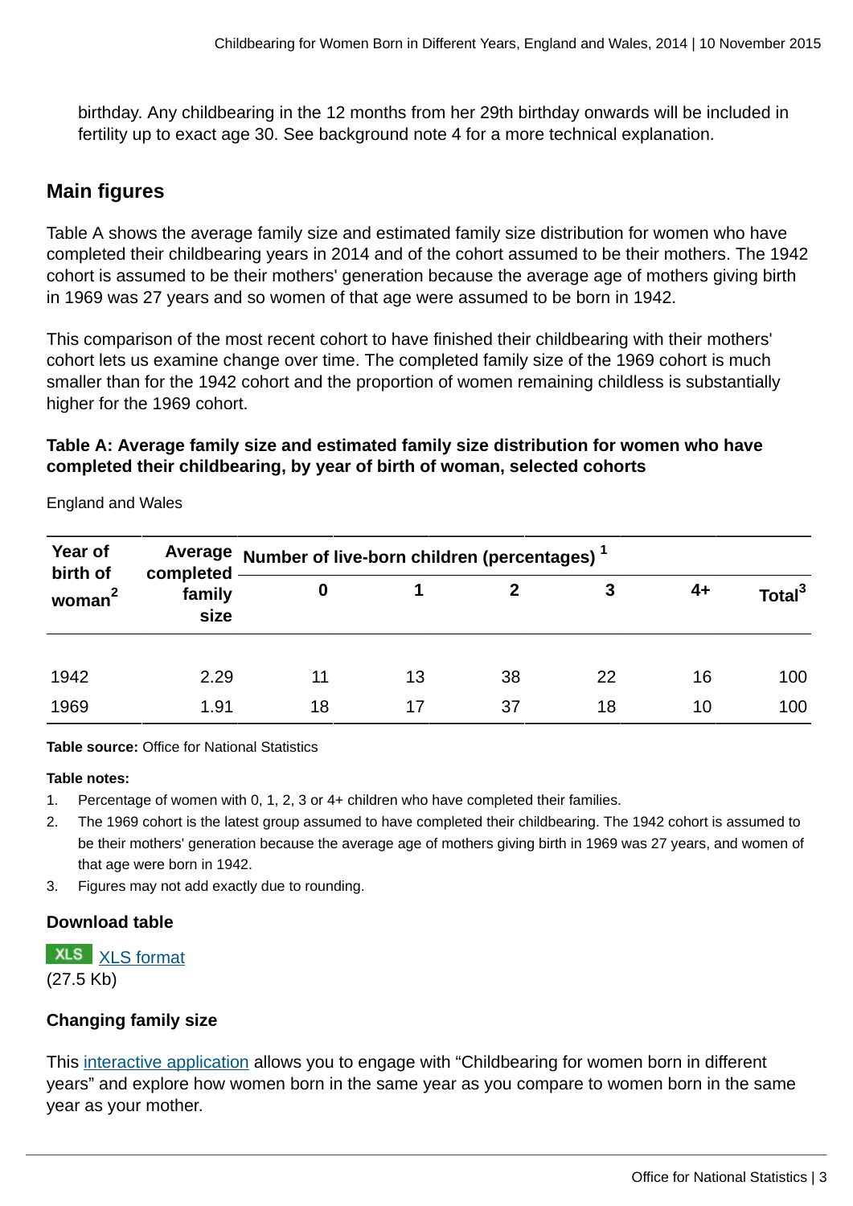birthday. Any childbearing in the 12 months from her 29th birthday onwards will be included in fertility up to exact age 30. See background note 4 for a more technical explanation.

## Main figures

Table A shows the average family size and estimated family size distribution for women who have completed their childbearing years in 2014 and of the cohort assumed to be their mothers. The 1942 cohort is assumed to be their mothers' generation because the average age of mothers giving birth in 1969 was 27 years and so women of that age were assumed to be born in 1942.

This comparison of the most recent cohort to have finished their childbearing with their mothers' cohort lets us examine change over time. The completed family size of the 1969 cohort is much smaller than for the 1942 cohort and the proportion of women remaining childless is substantially higher for the 1969 cohort.

**Table A: Average family size and estimated family size distribution for women who have completed their childbearing, by year of birth of woman, selected cohorts**

England and Wales

| Year of birth of woman[2] | Average completed family size | Number of live-born children (percentages) [1] | | | | | |
|---|---|---|---|---|---|---|---|
| | | 0 | 1 | 2 | 3 | 4+ | Total[3] |
| 1942 | 2.29 | 11 | 13 | 38 | 22 | 16 | 100 |
| 1969 | 1.91 | 18 | 17 | 37 | 18 | 10 | 100 |

**Table source:** Office for National Statistics

**Table notes:**

1. Percentage of women with 0, 1, 2, 3 or 4+ children who have completed their families.
2. The 1969 cohort is the latest group assumed to have completed their childbearing. The 1942 cohort is assumed to be their mothers' generation because the average age of mothers giving birth in 1969 was 27 years, and women of that age were born in 1942.
3. Figures may not add exactly due to rounding.

### Download table

XLS [XLS format](XLS format)
(27.5 Kb)

### Changing family size

This [interactive application](interactive application) allows you to engage with "Childbearing for women born in different years" and explore how women born in the same year as you compare to women born in the same year as your mother.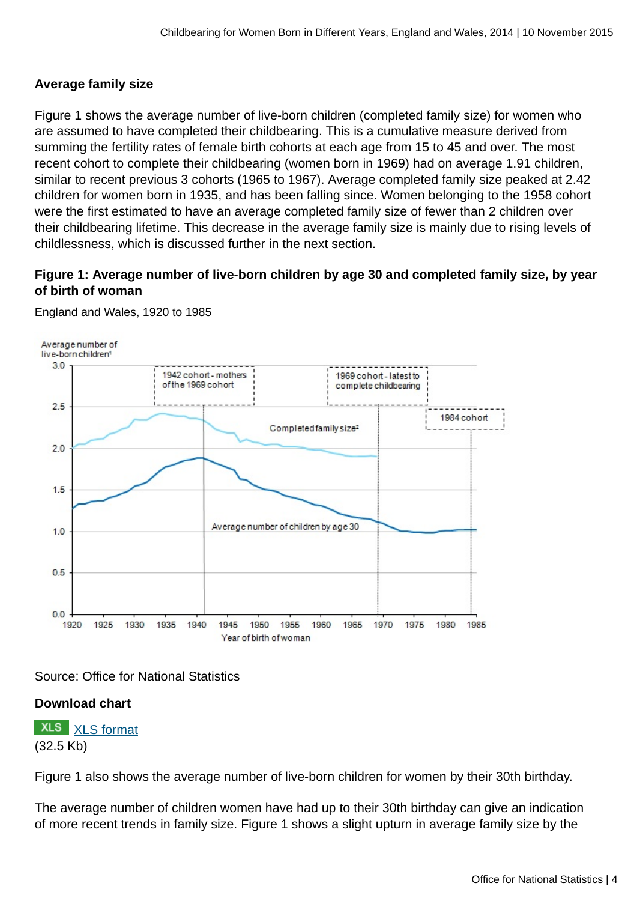### Average family size

Figure 1 shows the average number of live-born children (completed family size) for women who are assumed to have completed their childbearing. This is a cumulative measure derived from summing the fertility rates of female birth cohorts at each age from 15 to 45 and over. The most recent cohort to complete their childbearing (women born in 1969) had on average 1.91 children, similar to recent previous 3 cohorts (1965 to 1967). Average completed family size peaked at 2.42 children for women born in 1935, and has been falling since. Women belonging to the 1958 cohort were the first estimated to have an average completed family size of fewer than 2 children over their childbearing lifetime. This decrease in the average family size is mainly due to rising levels of childlessness, which is discussed further in the next section.

**Figure 1: Average number of live-born children by age 30 and completed family size, by year of birth of woman**

England and Wales, 1920 to 1985

Source: Office for National Statistics

**Download chart**

XLS format
(32.5 Kb)

Figure 1 also shows the average number of live-born children for women by their 30th birthday.

The average number of children women have had up to their 30th birthday can give an indication of more recent trends in family size. Figure 1 shows a slight upturn in average family size by the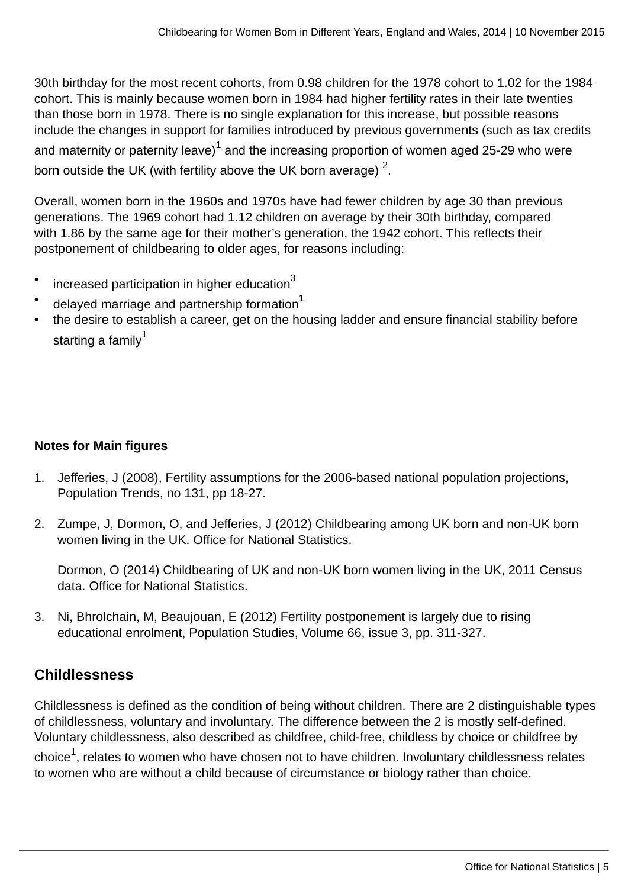30th birthday for the most recent cohorts, from 0.98 children for the 1978 cohort to 1.02 for the 1984 cohort. This is mainly because women born in 1984 had higher fertility rates in their late twenties than those born in 1978. There is no single explanation for this increase, but possible reasons include the changes in support for families introduced by previous governments (such as tax credits and maternity or paternity leave)[1] and the increasing proportion of women aged 25-29 who were born outside the UK (with fertility above the UK born average) [2].

Overall, women born in the 1960s and 1970s have had fewer children by age 30 than previous generations. The 1969 cohort had 1.12 children on average by their 30th birthday, compared with 1.86 by the same age for their mother's generation, the 1942 cohort. This reflects their postponement of childbearing to older ages, for reasons including:

- increased participation in higher education[3]
- delayed marriage and partnership formation[1]
- the desire to establish a career, get on the housing ladder and ensure financial stability before starting a family[1]

**Notes for Main figures**

1. Jefferies, J (2008), Fertility assumptions for the 2006-based national population projections, Population Trends, no 131, pp 18-27.

2. Zumpe, J, Dormon, O, and Jefferies, J (2012) Childbearing among UK born and non-UK born women living in the UK. Office for National Statistics.

   Dormon, O (2014) Childbearing of UK and non-UK born women living in the UK, 2011 Census data. Office for National Statistics.

3. Ni, Bhrolchain, M, Beaujouan, E (2012) Fertility postponement is largely due to rising educational enrolment, Population Studies, Volume 66, issue 3, pp. 311-327.

## Childlessness

Childlessness is defined as the condition of being without children. There are 2 distinguishable types of childlessness, voluntary and involuntary. The difference between the 2 is mostly self-defined. Voluntary childlessness, also described as childfree, child-free, childless by choice or childfree by choice[1], relates to women who have chosen not to have children. Involuntary childlessness relates to women who are without a child because of circumstance or biology rather than choice.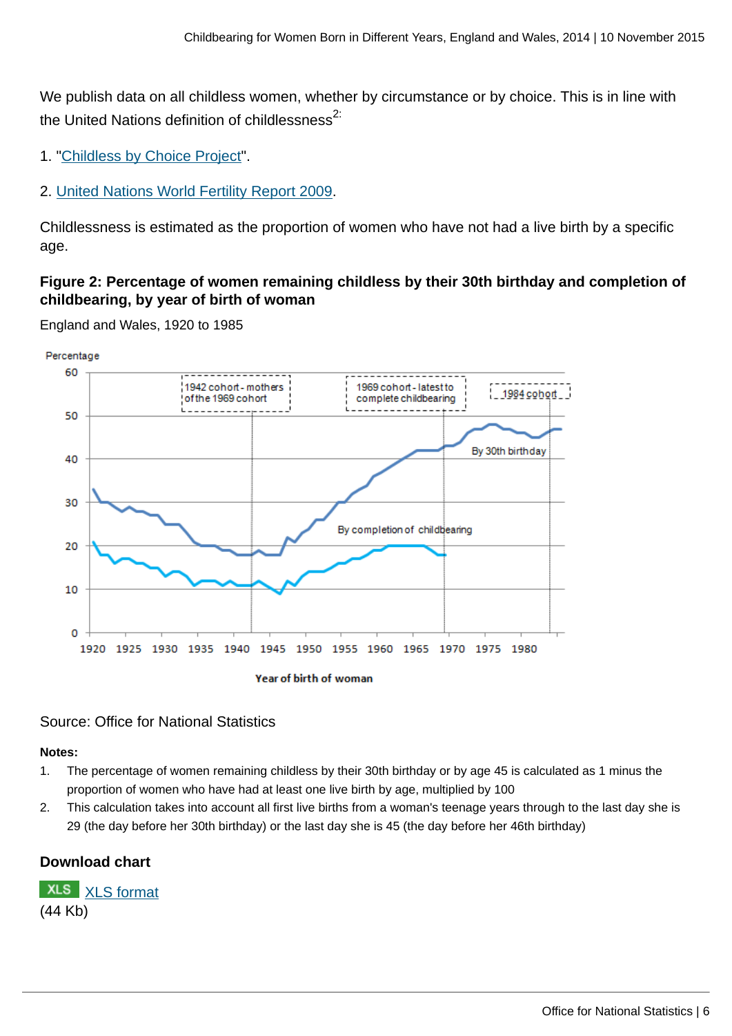We publish data on all childless women, whether by circumstance or by choice. This is in line with the United Nations definition of childlessness[2:]

1. "Childless by Choice Project".

2. United Nations World Fertility Report 2009.

Childlessness is estimated as the proportion of women who have not had a live birth by a specific age.

### Figure 2: Percentage of women remaining childless by their 30th birthday and completion of childbearing, by year of birth of woman

England and Wales, 1920 to 1985

Source: Office for National Statistics

**Notes:**

1. The percentage of women remaining childless by their 30th birthday or by age 45 is calculated as 1 minus the proportion of women who have had at least one live birth by age, multiplied by 100
2. This calculation takes into account all first live births from a woman's teenage years through to the last day she is 29 (the day before her 30th birthday) or the last day she is 45 (the day before her 46th birthday)

### Download chart

XLS XLS format
(44 Kb)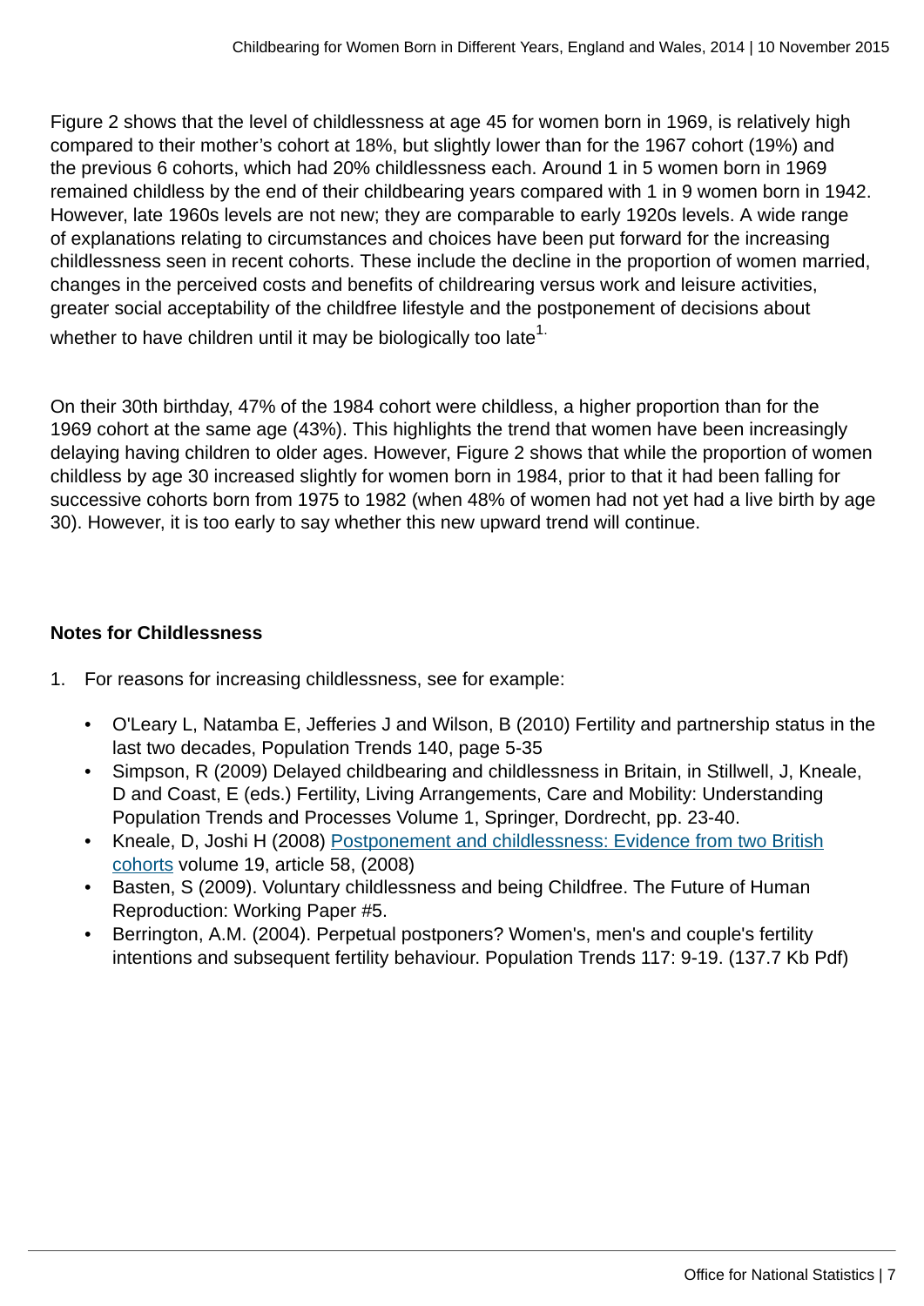Figure 2 shows that the level of childlessness at age 45 for women born in 1969, is relatively high compared to their mother's cohort at 18%, but slightly lower than for the 1967 cohort (19%) and the previous 6 cohorts, which had 20% childlessness each. Around 1 in 5 women born in 1969 remained childless by the end of their childbearing years compared with 1 in 9 women born in 1942. However, late 1960s levels are not new; they are comparable to early 1920s levels. A wide range of explanations relating to circumstances and choices have been put forward for the increasing childlessness seen in recent cohorts. These include the decline in the proportion of women married, changes in the perceived costs and benefits of childrearing versus work and leisure activities, greater social acceptability of the childfree lifestyle and the postponement of decisions about whether to have children until it may be biologically too late[1.]

On their 30th birthday, 47% of the 1984 cohort were childless, a higher proportion than for the 1969 cohort at the same age (43%). This highlights the trend that women have been increasingly delaying having children to older ages. However, Figure 2 shows that while the proportion of women childless by age 30 increased slightly for women born in 1984, prior to that it had been falling for successive cohorts born from 1975 to 1982 (when 48% of women had not yet had a live birth by age 30). However, it is too early to say whether this new upward trend will continue.

**Notes for Childlessness**

1. For reasons for increasing childlessness, see for example:
   - O'Leary L, Natamba E, Jefferies J and Wilson, B (2010) Fertility and partnership status in the last two decades, Population Trends 140, page 5-35
   - Simpson, R (2009) Delayed childbearing and childlessness in Britain, in Stillwell, J, Kneale, D and Coast, E (eds.) Fertility, Living Arrangements, Care and Mobility: Understanding Population Trends and Processes Volume 1, Springer, Dordrecht, pp. 23-40.
   - Kneale, D, Joshi H (2008) Postponement and childlessness: Evidence from two British cohorts volume 19, article 58, (2008)
   - Basten, S (2009). Voluntary childlessness and being Childfree. The Future of Human Reproduction: Working Paper #5.
   - Berrington, A.M. (2004). Perpetual postponers? Women's, men's and couple's fertility intentions and subsequent fertility behaviour. Population Trends 117: 9-19. (137.7 Kb Pdf)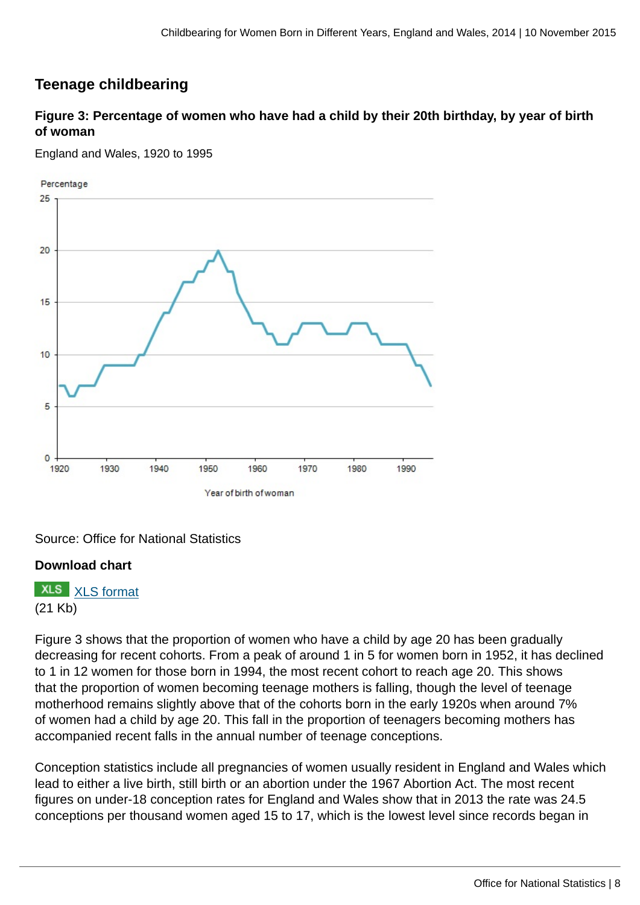## Teenage childbearing

### Figure 3: Percentage of women who have had a child by their 20th birthday, by year of birth of woman

England and Wales, 1920 to 1995

Source: Office for National Statistics

**Download chart**

XLS [XLS format](#)
(21 Kb)

Figure 3 shows that the proportion of women who have a child by age 20 has been gradually decreasing for recent cohorts. From a peak of around 1 in 5 for women born in 1952, it has declined to 1 in 12 women for those born in 1994, the most recent cohort to reach age 20. This shows that the proportion of women becoming teenage mothers is falling, though the level of teenage motherhood remains slightly above that of the cohorts born in the early 1920s when around 7% of women had a child by age 20. This fall in the proportion of teenagers becoming mothers has accompanied recent falls in the annual number of teenage conceptions.

Conception statistics include all pregnancies of women usually resident in England and Wales which lead to either a live birth, still birth or an abortion under the 1967 Abortion Act. The most recent figures on under-18 conception rates for England and Wales show that in 2013 the rate was 24.5 conceptions per thousand women aged 15 to 17, which is the lowest level since records began in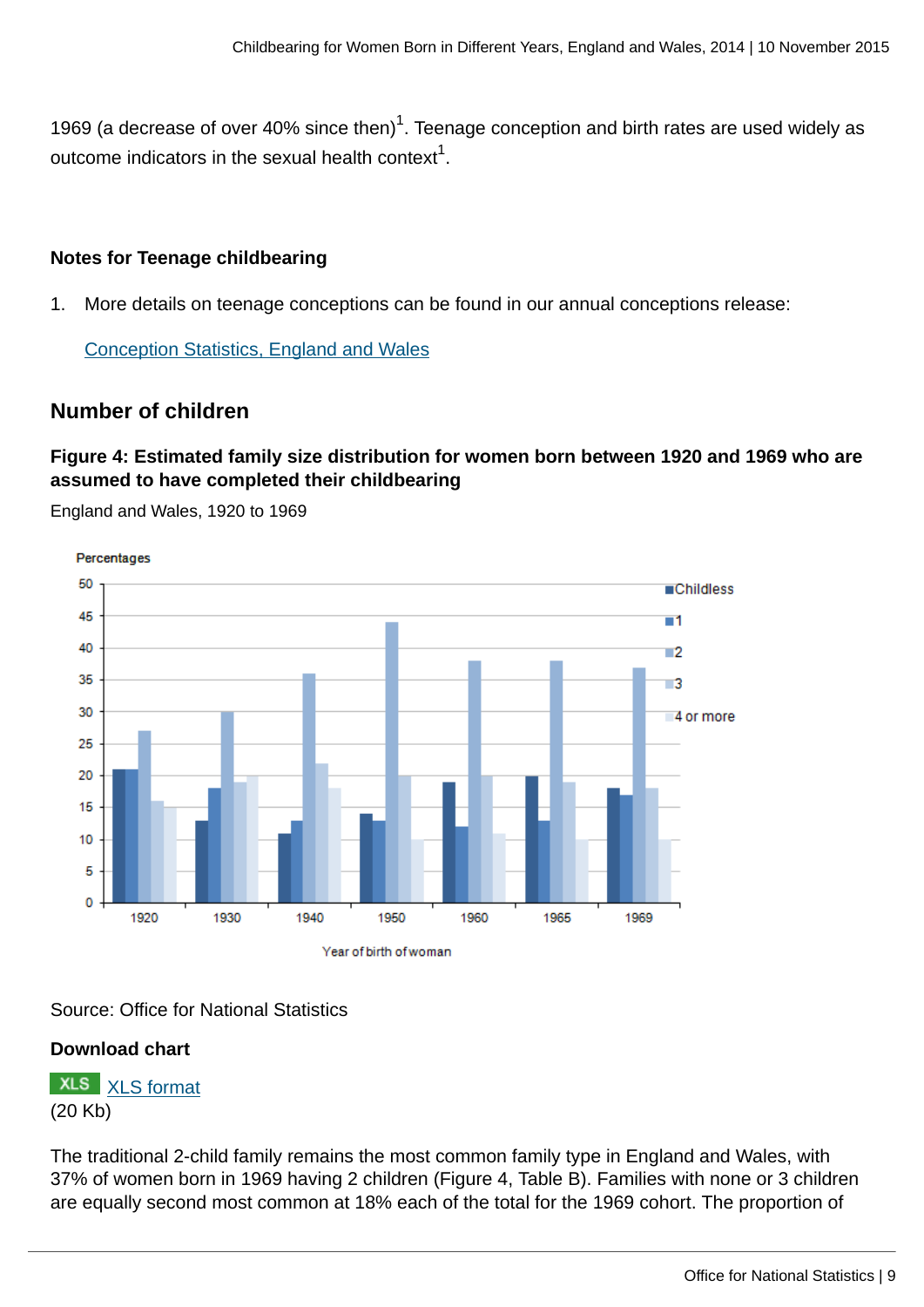1969 (a decrease of over 40% since then)[1]. Teenage conception and birth rates are used widely as outcome indicators in the sexual health context[1].

### Notes for Teenage childbearing

1. More details on teenage conceptions can be found in our annual conceptions release:

   [Conception Statistics, England and Wales]

## Number of children

### Figure 4: Estimated family size distribution for women born between 1920 and 1969 who are assumed to have completed their childbearing

England and Wales, 1920 to 1969

Source: Office for National Statistics

**Download chart**

XLS [XLS format]
(20 Kb)

The traditional 2-child family remains the most common family type in England and Wales, with 37% of women born in 1969 having 2 children (Figure 4, Table B). Families with none or 3 children are equally second most common at 18% each of the total for the 1969 cohort. The proportion of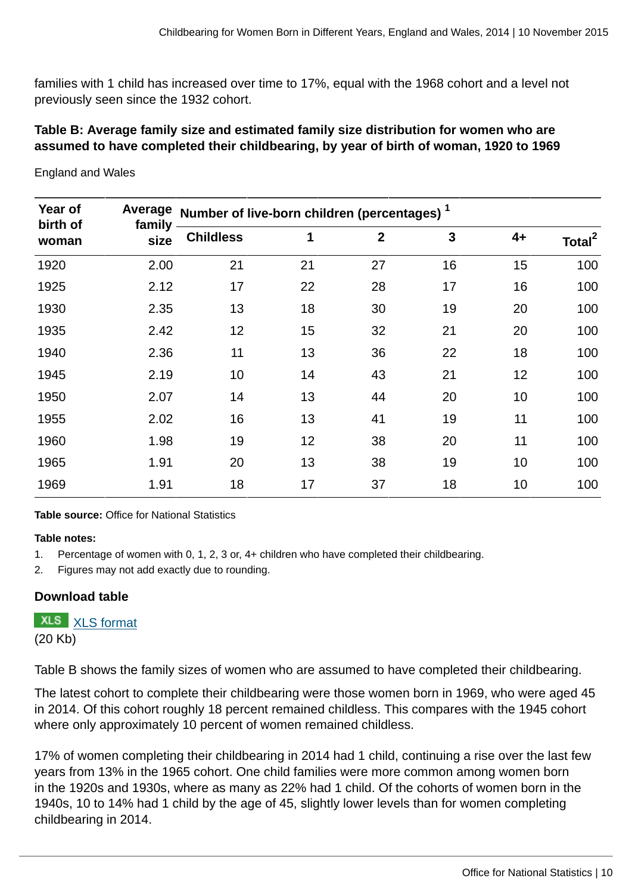families with 1 child has increased over time to 17%, equal with the 1968 cohort and a level not previously seen since the 1932 cohort.

**Table B: Average family size and estimated family size distribution for women who are assumed to have completed their childbearing, by year of birth of woman, 1920 to 1969**

England and Wales

| Year of birth of woman | Average family size | Number of live-born children (percentages) [1] | | | | | |
|---|---|---|---|---|---|---|---|
| | | Childless | 1 | 2 | 3 | 4+ | Total[2] |
| 1920 | 2.00 | 21 | 21 | 27 | 16 | 15 | 100 |
| 1925 | 2.12 | 17 | 22 | 28 | 17 | 16 | 100 |
| 1930 | 2.35 | 13 | 18 | 30 | 19 | 20 | 100 |
| 1935 | 2.42 | 12 | 15 | 32 | 21 | 20 | 100 |
| 1940 | 2.36 | 11 | 13 | 36 | 22 | 18 | 100 |
| 1945 | 2.19 | 10 | 14 | 43 | 21 | 12 | 100 |
| 1950 | 2.07 | 14 | 13 | 44 | 20 | 10 | 100 |
| 1955 | 2.02 | 16 | 13 | 41 | 19 | 11 | 100 |
| 1960 | 1.98 | 19 | 12 | 38 | 20 | 11 | 100 |
| 1965 | 1.91 | 20 | 13 | 38 | 19 | 10 | 100 |
| 1969 | 1.91 | 18 | 17 | 37 | 18 | 10 | 100 |

**Table source:** Office for National Statistics

**Table notes:**

1. Percentage of women with 0, 1, 2, 3 or, 4+ children who have completed their childbearing.
2. Figures may not add exactly due to rounding.

**Download table**

XLS [XLS format](#)
(20 Kb)

Table B shows the family sizes of women who are assumed to have completed their childbearing.

The latest cohort to complete their childbearing were those women born in 1969, who were aged 45 in 2014. Of this cohort roughly 18 percent remained childless. This compares with the 1945 cohort where only approximately 10 percent of women remained childless.

17% of women completing their childbearing in 2014 had 1 child, continuing a rise over the last few years from 13% in the 1965 cohort. One child families were more common among women born in the 1920s and 1930s, where as many as 22% had 1 child. Of the cohorts of women born in the 1940s, 10 to 14% had 1 child by the age of 45, slightly lower levels than for women completing childbearing in 2014.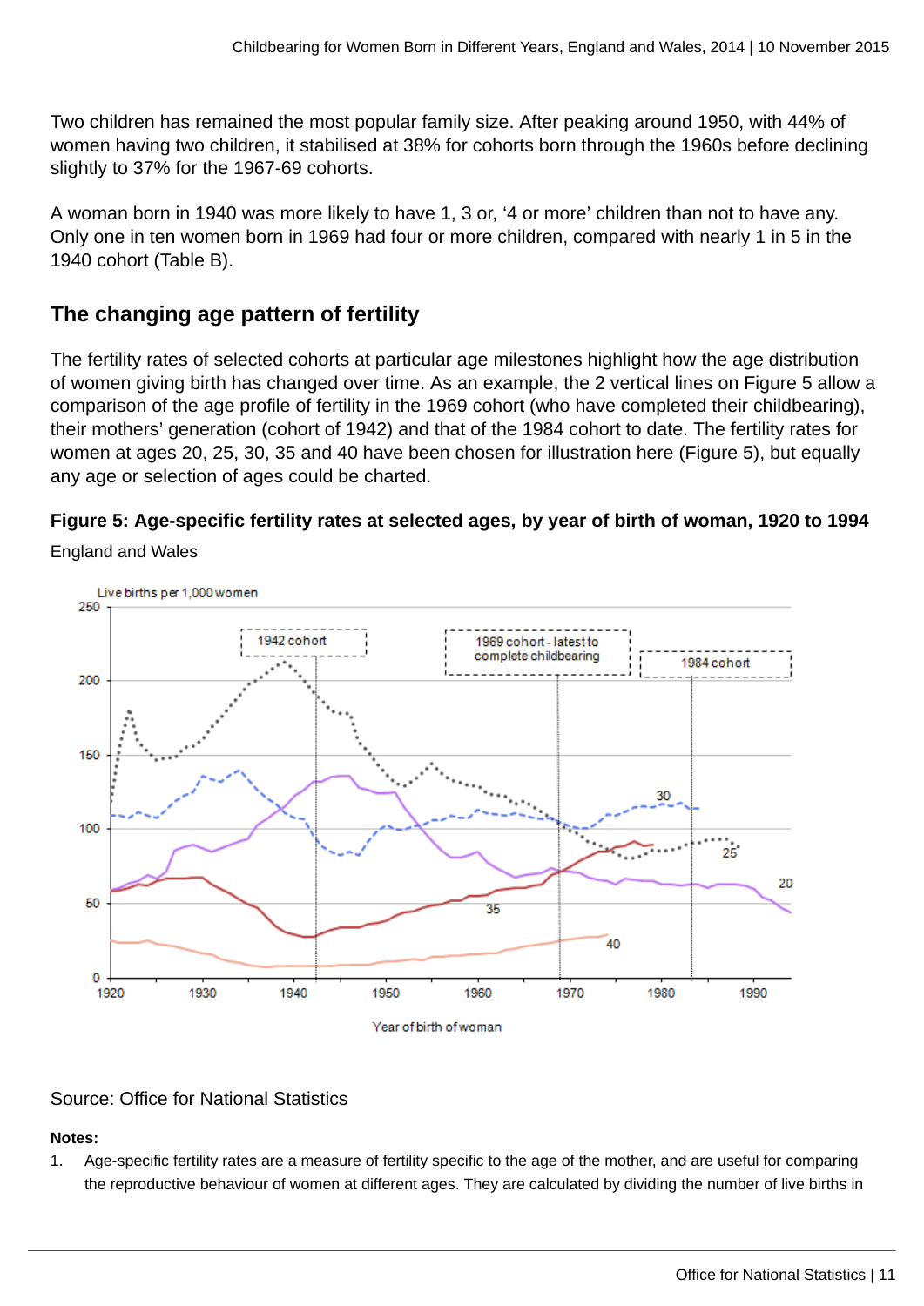Two children has remained the most popular family size. After peaking around 1950, with 44% of women having two children, it stabilised at 38% for cohorts born through the 1960s before declining slightly to 37% for the 1967-69 cohorts.

A woman born in 1940 was more likely to have 1, 3 or, '4 or more' children than not to have any. Only one in ten women born in 1969 had four or more children, compared with nearly 1 in 5 in the 1940 cohort (Table B).

## The changing age pattern of fertility

The fertility rates of selected cohorts at particular age milestones highlight how the age distribution of women giving birth has changed over time. As an example, the 2 vertical lines on Figure 5 allow a comparison of the age profile of fertility in the 1969 cohort (who have completed their childbearing), their mothers' generation (cohort of 1942) and that of the 1984 cohort to date. The fertility rates for women at ages 20, 25, 30, 35 and 40 have been chosen for illustration here (Figure 5), but equally any age or selection of ages could be charted.

**Figure 5: Age-specific fertility rates at selected ages, by year of birth of woman, 1920 to 1994**

England and Wales

Source: Office for National Statistics

**Notes:**

1. Age-specific fertility rates are a measure of fertility specific to the age of the mother, and are useful for comparing the reproductive behaviour of women at different ages. They are calculated by dividing the number of live births in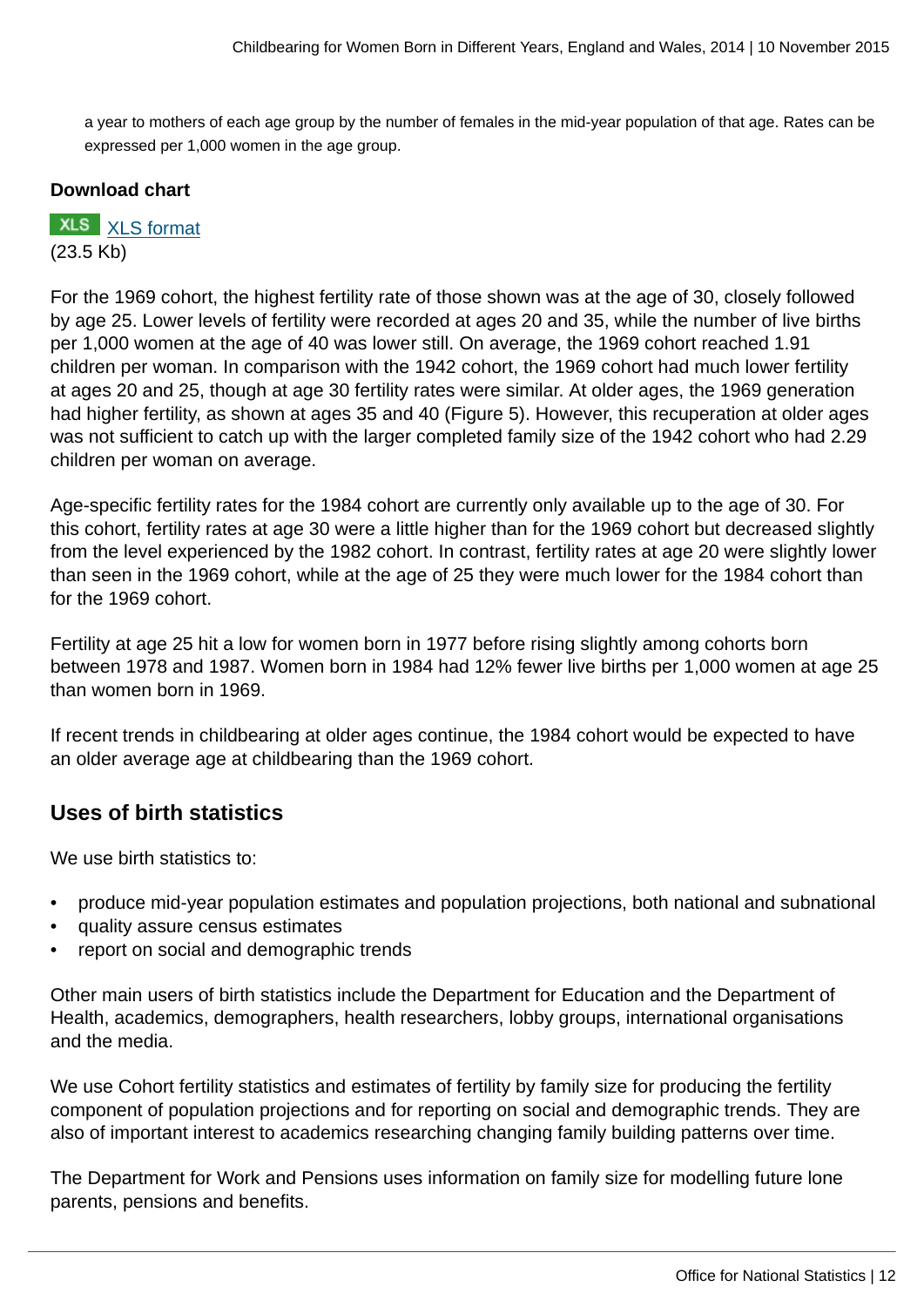a year to mothers of each age group by the number of females in the mid-year population of that age. Rates can be expressed per 1,000 women in the age group.

**Download chart**

XLS XLS format
(23.5 Kb)

For the 1969 cohort, the highest fertility rate of those shown was at the age of 30, closely followed by age 25. Lower levels of fertility were recorded at ages 20 and 35, while the number of live births per 1,000 women at the age of 40 was lower still. On average, the 1969 cohort reached 1.91 children per woman. In comparison with the 1942 cohort, the 1969 cohort had much lower fertility at ages 20 and 25, though at age 30 fertility rates were similar. At older ages, the 1969 generation had higher fertility, as shown at ages 35 and 40 (Figure 5). However, this recuperation at older ages was not sufficient to catch up with the larger completed family size of the 1942 cohort who had 2.29 children per woman on average.

Age-specific fertility rates for the 1984 cohort are currently only available up to the age of 30. For this cohort, fertility rates at age 30 were a little higher than for the 1969 cohort but decreased slightly from the level experienced by the 1982 cohort. In contrast, fertility rates at age 20 were slightly lower than seen in the 1969 cohort, while at the age of 25 they were much lower for the 1984 cohort than for the 1969 cohort.

Fertility at age 25 hit a low for women born in 1977 before rising slightly among cohorts born between 1978 and 1987. Women born in 1984 had 12% fewer live births per 1,000 women at age 25 than women born in 1969.

If recent trends in childbearing at older ages continue, the 1984 cohort would be expected to have an older average age at childbearing than the 1969 cohort.

## Uses of birth statistics

We use birth statistics to:

- produce mid-year population estimates and population projections, both national and subnational
- quality assure census estimates
- report on social and demographic trends

Other main users of birth statistics include the Department for Education and the Department of Health, academics, demographers, health researchers, lobby groups, international organisations and the media.

We use Cohort fertility statistics and estimates of fertility by family size for producing the fertility component of population projections and for reporting on social and demographic trends. They are also of important interest to academics researching changing family building patterns over time.

The Department for Work and Pensions uses information on family size for modelling future lone parents, pensions and benefits.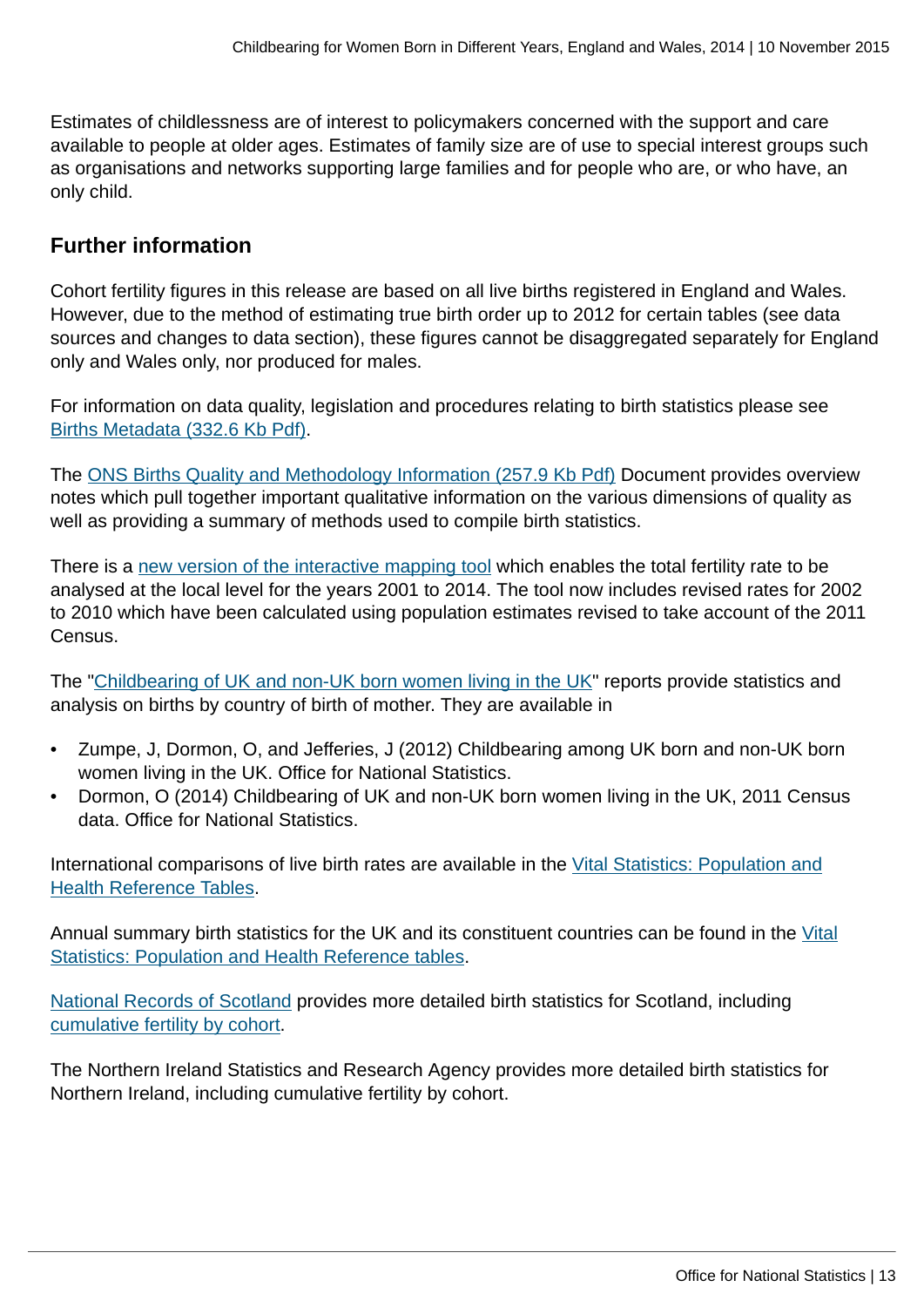Estimates of childlessness are of interest to policymakers concerned with the support and care available to people at older ages. Estimates of family size are of use to special interest groups such as organisations and networks supporting large families and for people who are, or who have, an only child.

## Further information

Cohort fertility figures in this release are based on all live births registered in England and Wales. However, due to the method of estimating true birth order up to 2012 for certain tables (see data sources and changes to data section), these figures cannot be disaggregated separately for England only and Wales only, nor produced for males.

For information on data quality, legislation and procedures relating to birth statistics please see Births Metadata (332.6 Kb Pdf).

The ONS Births Quality and Methodology Information (257.9 Kb Pdf) Document provides overview notes which pull together important qualitative information on the various dimensions of quality as well as providing a summary of methods used to compile birth statistics.

There is a new version of the interactive mapping tool which enables the total fertility rate to be analysed at the local level for the years 2001 to 2014. The tool now includes revised rates for 2002 to 2010 which have been calculated using population estimates revised to take account of the 2011 Census.

The "Childbearing of UK and non-UK born women living in the UK" reports provide statistics and analysis on births by country of birth of mother. They are available in

- Zumpe, J, Dormon, O, and Jefferies, J (2012) Childbearing among UK born and non-UK born women living in the UK. Office for National Statistics.
- Dormon, O (2014) Childbearing of UK and non-UK born women living in the UK, 2011 Census data. Office for National Statistics.

International comparisons of live birth rates are available in the Vital Statistics: Population and Health Reference Tables.

Annual summary birth statistics for the UK and its constituent countries can be found in the Vital Statistics: Population and Health Reference tables.

National Records of Scotland provides more detailed birth statistics for Scotland, including cumulative fertility by cohort.

The Northern Ireland Statistics and Research Agency provides more detailed birth statistics for Northern Ireland, including cumulative fertility by cohort.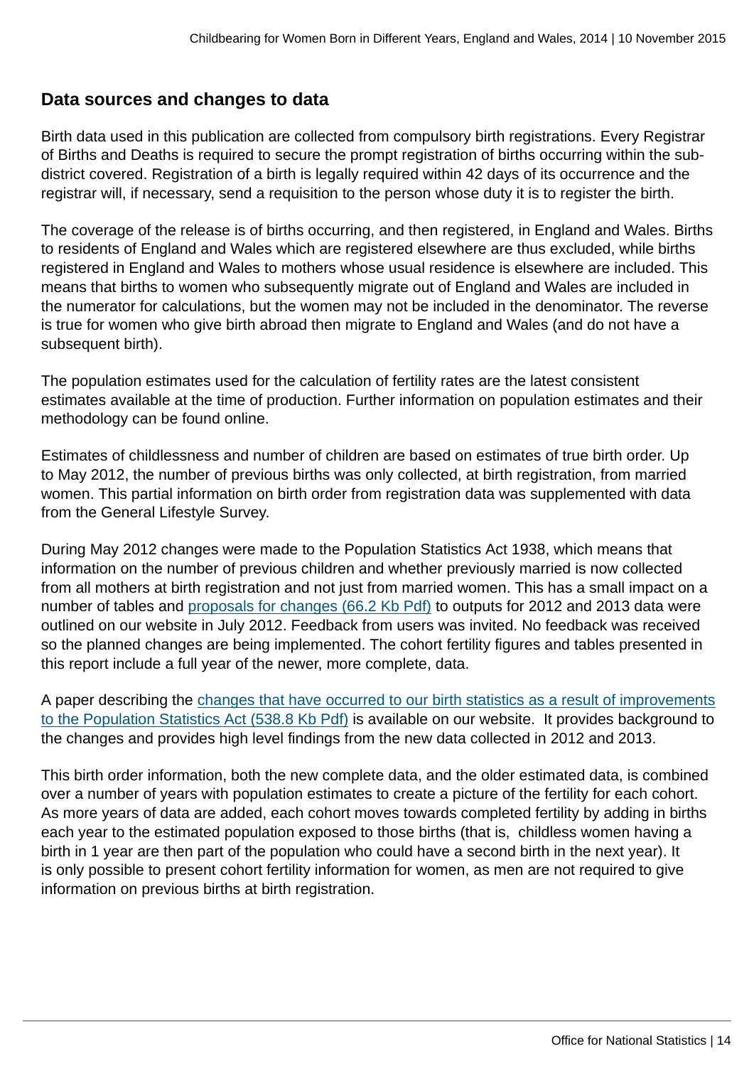## Data sources and changes to data

Birth data used in this publication are collected from compulsory birth registrations. Every Registrar of Births and Deaths is required to secure the prompt registration of births occurring within the sub-district covered. Registration of a birth is legally required within 42 days of its occurrence and the registrar will, if necessary, send a requisition to the person whose duty it is to register the birth.

The coverage of the release is of births occurring, and then registered, in England and Wales. Births to residents of England and Wales which are registered elsewhere are thus excluded, while births registered in England and Wales to mothers whose usual residence is elsewhere are included. This means that births to women who subsequently migrate out of England and Wales are included in the numerator for calculations, but the women may not be included in the denominator. The reverse is true for women who give birth abroad then migrate to England and Wales (and do not have a subsequent birth).

The population estimates used for the calculation of fertility rates are the latest consistent estimates available at the time of production. Further information on population estimates and their methodology can be found online.

Estimates of childlessness and number of children are based on estimates of true birth order. Up to May 2012, the number of previous births was only collected, at birth registration, from married women. This partial information on birth order from registration data was supplemented with data from the General Lifestyle Survey.

During May 2012 changes were made to the Population Statistics Act 1938, which means that information on the number of previous children and whether previously married is now collected from all mothers at birth registration and not just from married women. This has a small impact on a number of tables and [proposals for changes (66.2 Kb Pdf)] to outputs for 2012 and 2013 data were outlined on our website in July 2012. Feedback from users was invited. No feedback was received so the planned changes are being implemented. The cohort fertility figures and tables presented in this report include a full year of the newer, more complete, data.

A paper describing the [changes that have occurred to our birth statistics as a result of improvements to the Population Statistics Act (538.8 Kb Pdf)] is available on our website. It provides background to the changes and provides high level findings from the new data collected in 2012 and 2013.

This birth order information, both the new complete data, and the older estimated data, is combined over a number of years with population estimates to create a picture of the fertility for each cohort. As more years of data are added, each cohort moves towards completed fertility by adding in births each year to the estimated population exposed to those births (that is, childless women having a birth in 1 year are then part of the population who could have a second birth in the next year). It is only possible to present cohort fertility information for women, as men are not required to give information on previous births at birth registration.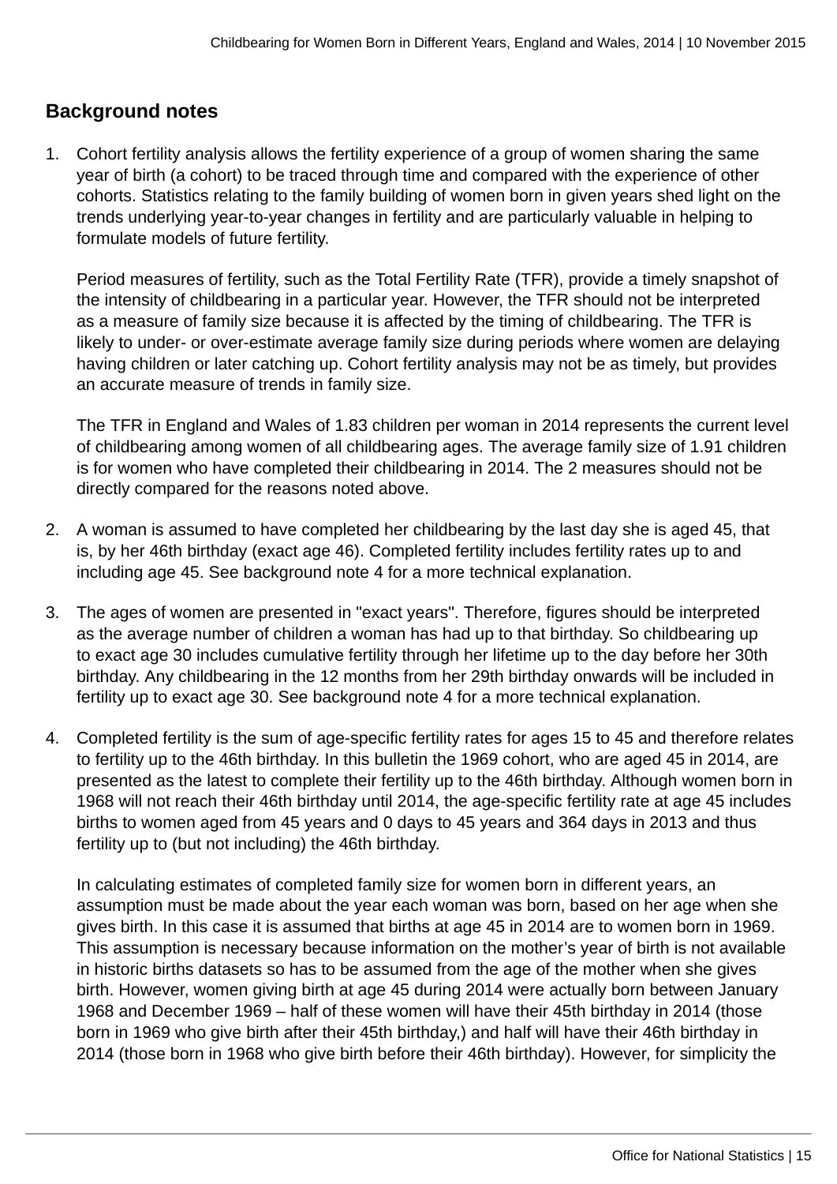## Background notes

1. Cohort fertility analysis allows the fertility experience of a group of women sharing the same year of birth (a cohort) to be traced through time and compared with the experience of other cohorts. Statistics relating to the family building of women born in given years shed light on the trends underlying year-to-year changes in fertility and are particularly valuable in helping to formulate models of future fertility.

   Period measures of fertility, such as the Total Fertility Rate (TFR), provide a timely snapshot of the intensity of childbearing in a particular year. However, the TFR should not be interpreted as a measure of family size because it is affected by the timing of childbearing. The TFR is likely to under- or over-estimate average family size during periods where women are delaying having children or later catching up. Cohort fertility analysis may not be as timely, but provides an accurate measure of trends in family size.

   The TFR in England and Wales of 1.83 children per woman in 2014 represents the current level of childbearing among women of all childbearing ages. The average family size of 1.91 children is for women who have completed their childbearing in 2014. The 2 measures should not be directly compared for the reasons noted above.

2. A woman is assumed to have completed her childbearing by the last day she is aged 45, that is, by her 46th birthday (exact age 46). Completed fertility includes fertility rates up to and including age 45. See background note 4 for a more technical explanation.

3. The ages of women are presented in "exact years". Therefore, figures should be interpreted as the average number of children a woman has had up to that birthday. So childbearing up to exact age 30 includes cumulative fertility through her lifetime up to the day before her 30th birthday. Any childbearing in the 12 months from her 29th birthday onwards will be included in fertility up to exact age 30. See background note 4 for a more technical explanation.

4. Completed fertility is the sum of age-specific fertility rates for ages 15 to 45 and therefore relates to fertility up to the 46th birthday. In this bulletin the 1969 cohort, who are aged 45 in 2014, are presented as the latest to complete their fertility up to the 46th birthday. Although women born in 1968 will not reach their 46th birthday until 2014, the age-specific fertility rate at age 45 includes births to women aged from 45 years and 0 days to 45 years and 364 days in 2013 and thus fertility up to (but not including) the 46th birthday.

   In calculating estimates of completed family size for women born in different years, an assumption must be made about the year each woman was born, based on her age when she gives birth. In this case it is assumed that births at age 45 in 2014 are to women born in 1969. This assumption is necessary because information on the mother's year of birth is not available in historic births datasets so has to be assumed from the age of the mother when she gives birth. However, women giving birth at age 45 during 2014 were actually born between January 1968 and December 1969 – half of these women will have their 45th birthday in 2014 (those born in 1969 who give birth after their 45th birthday,) and half will have their 46th birthday in 2014 (those born in 1968 who give birth before their 46th birthday). However, for simplicity the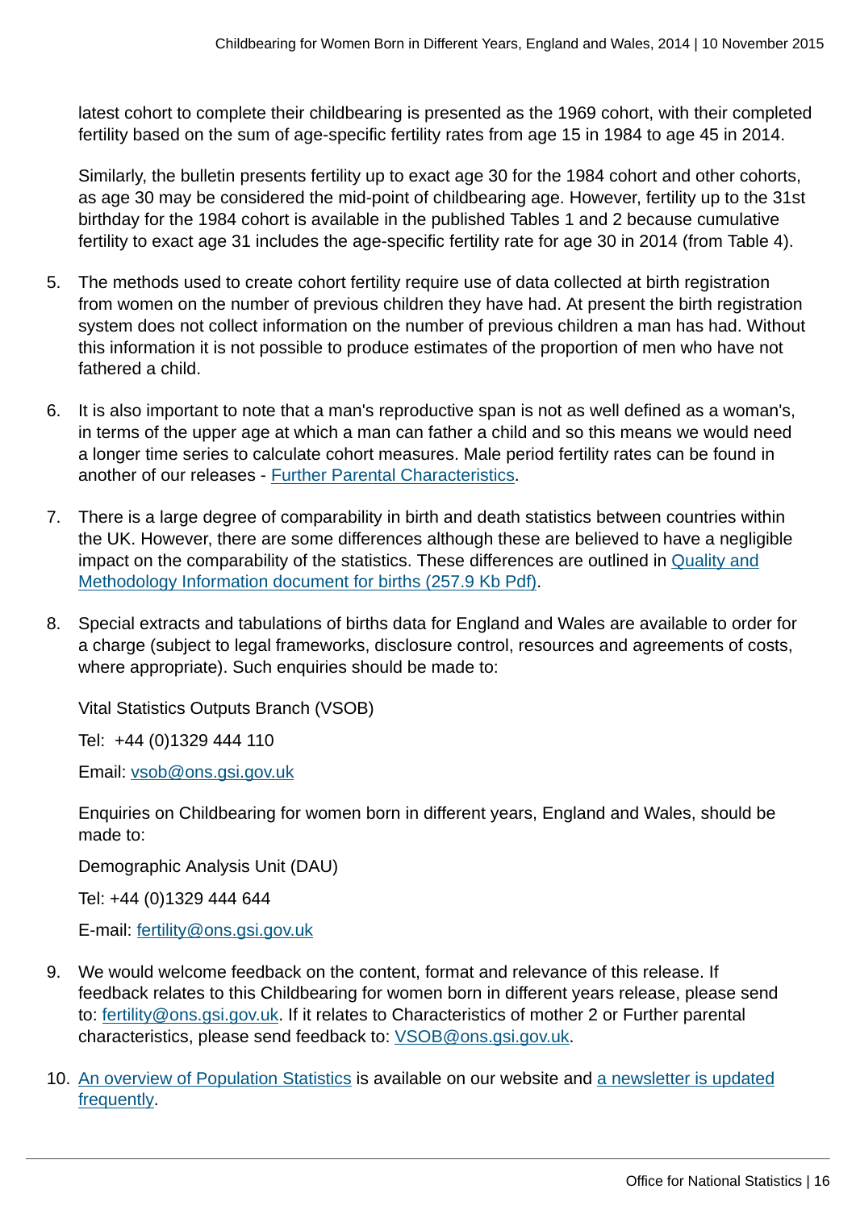latest cohort to complete their childbearing is presented as the 1969 cohort, with their completed fertility based on the sum of age-specific fertility rates from age 15 in 1984 to age 45 in 2014.

Similarly, the bulletin presents fertility up to exact age 30 for the 1984 cohort and other cohorts, as age 30 may be considered the mid-point of childbearing age. However, fertility up to the 31st birthday for the 1984 cohort is available in the published Tables 1 and 2 because cumulative fertility to exact age 31 includes the age-specific fertility rate for age 30 in 2014 (from Table 4).

5. The methods used to create cohort fertility require use of data collected at birth registration from women on the number of previous children they have had. At present the birth registration system does not collect information on the number of previous children a man has had. Without this information it is not possible to produce estimates of the proportion of men who have not fathered a child.

6. It is also important to note that a man's reproductive span is not as well defined as a woman's, in terms of the upper age at which a man can father a child and so this means we would need a longer time series to calculate cohort measures. Male period fertility rates can be found in another of our releases - Further Parental Characteristics.

7. There is a large degree of comparability in birth and death statistics between countries within the UK. However, there are some differences although these are believed to have a negligible impact on the comparability of the statistics. These differences are outlined in Quality and Methodology Information document for births (257.9 Kb Pdf).

8. Special extracts and tabulations of births data for England and Wales are available to order for a charge (subject to legal frameworks, disclosure control, resources and agreements of costs, where appropriate). Such enquiries should be made to:

   Vital Statistics Outputs Branch (VSOB)

   Tel: +44 (0)1329 444 110

   Email: vsob@ons.gsi.gov.uk

   Enquiries on Childbearing for women born in different years, England and Wales, should be made to:

   Demographic Analysis Unit (DAU)

   Tel: +44 (0)1329 444 644

   E-mail: fertility@ons.gsi.gov.uk

9. We would welcome feedback on the content, format and relevance of this release. If feedback relates to this Childbearing for women born in different years release, please send to: fertility@ons.gsi.gov.uk. If it relates to Characteristics of mother 2 or Further parental characteristics, please send feedback to: VSOB@ons.gsi.gov.uk.

10. An overview of Population Statistics is available on our website and a newsletter is updated frequently.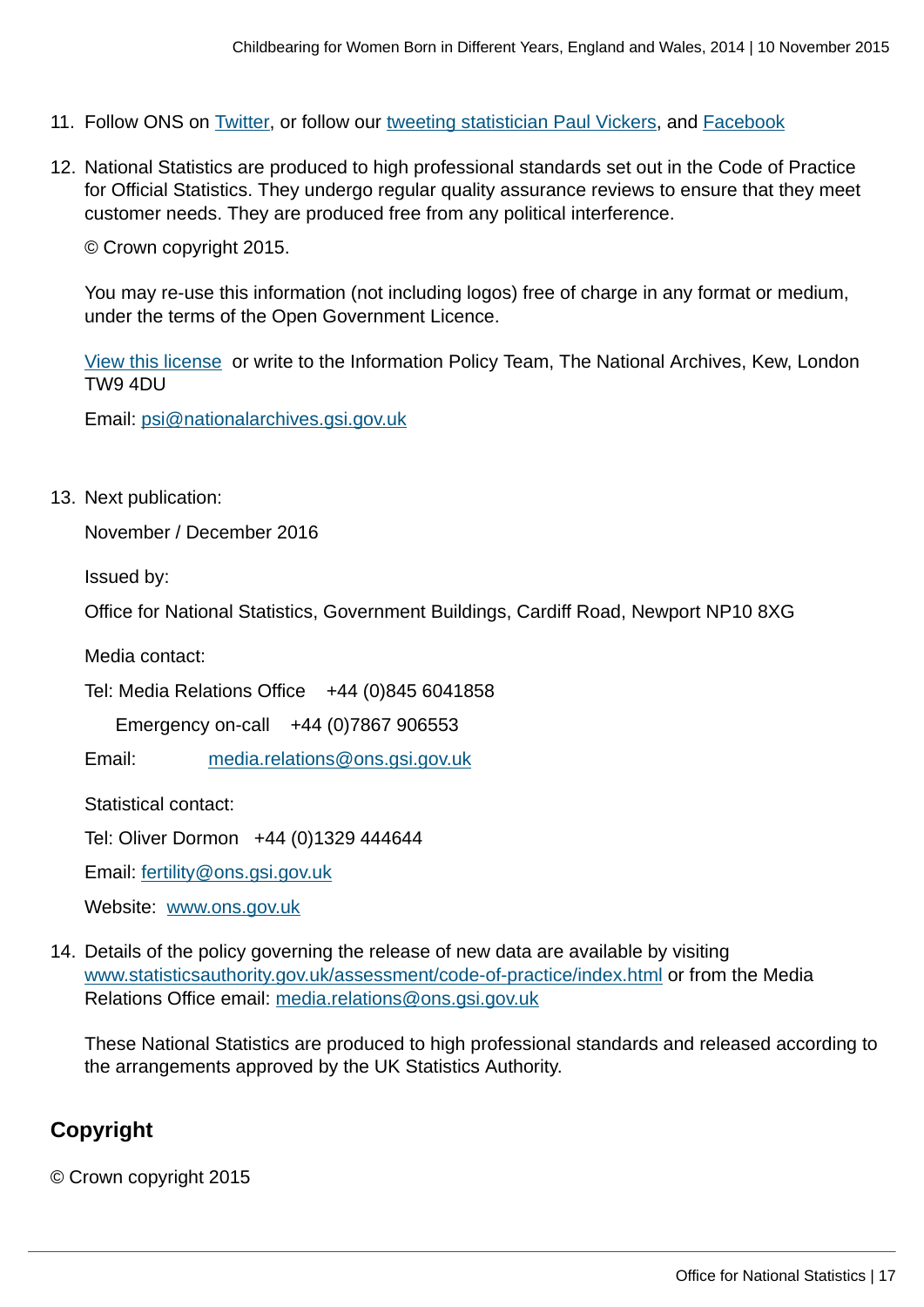11. Follow ONS on Twitter, or follow our tweeting statistician Paul Vickers, and Facebook

12. National Statistics are produced to high professional standards set out in the Code of Practice for Official Statistics. They undergo regular quality assurance reviews to ensure that they meet customer needs. They are produced free from any political interference.

    © Crown copyright 2015.

    You may re-use this information (not including logos) free of charge in any format or medium, under the terms of the Open Government Licence.

    View this license or write to the Information Policy Team, The National Archives, Kew, London TW9 4DU

    Email: psi@nationalarchives.gsi.gov.uk

13. Next publication:

    November / December 2016

    Issued by:

    Office for National Statistics, Government Buildings, Cardiff Road, Newport NP10 8XG

    Media contact:

    Tel: Media Relations Office +44 (0)845 6041858

    Emergency on-call +44 (0)7867 906553

    Email: media.relations@ons.gsi.gov.uk

    Statistical contact:

    Tel: Oliver Dormon +44 (0)1329 444644

    Email: fertility@ons.gsi.gov.uk

    Website: www.ons.gov.uk

14. Details of the policy governing the release of new data are available by visiting www.statisticsauthority.gov.uk/assessment/code-of-practice/index.html or from the Media Relations Office email: media.relations@ons.gsi.gov.uk

    These National Statistics are produced to high professional standards and released according to the arrangements approved by the UK Statistics Authority.

## Copyright

© Crown copyright 2015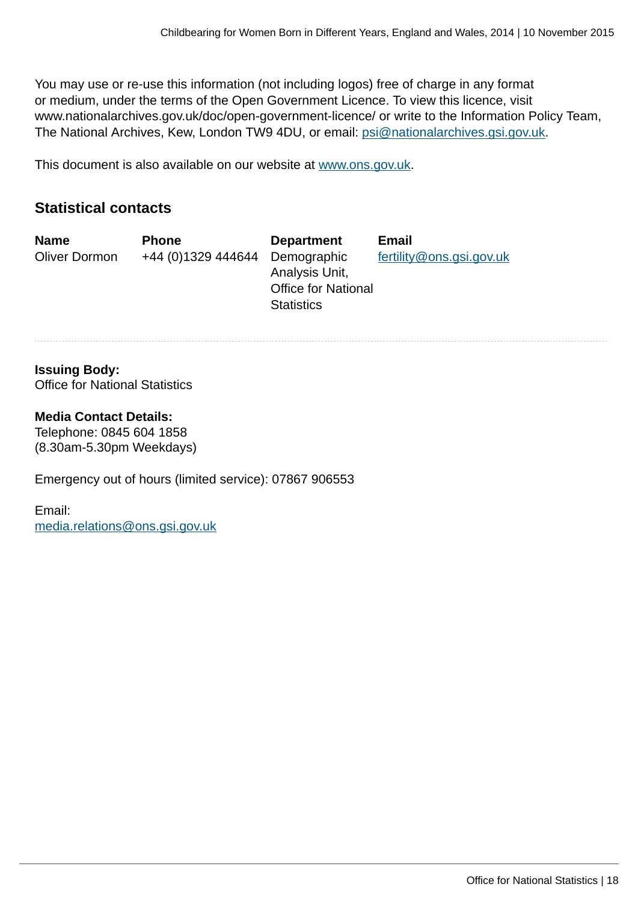You may use or re-use this information (not including logos) free of charge in any format or medium, under the terms of the Open Government Licence. To view this licence, visit www.nationalarchives.gov.uk/doc/open-government-licence/ or write to the Information Policy Team, The National Archives, Kew, London TW9 4DU, or email: psi@nationalarchives.gsi.gov.uk.

This document is also available on our website at www.ons.gov.uk.

## Statistical contacts

| Name | Phone | Department | Email |
|---|---|---|---|
| Oliver Dormon | +44 (0)1329 444644 | Demographic Analysis Unit, Office for National Statistics | fertility@ons.gsi.gov.uk |

---

**Issuing Body:**
Office for National Statistics

**Media Contact Details:**
Telephone: 0845 604 1858
(8.30am-5.30pm Weekdays)

Emergency out of hours (limited service): 07867 906553

Email:
media.relations@ons.gsi.gov.uk